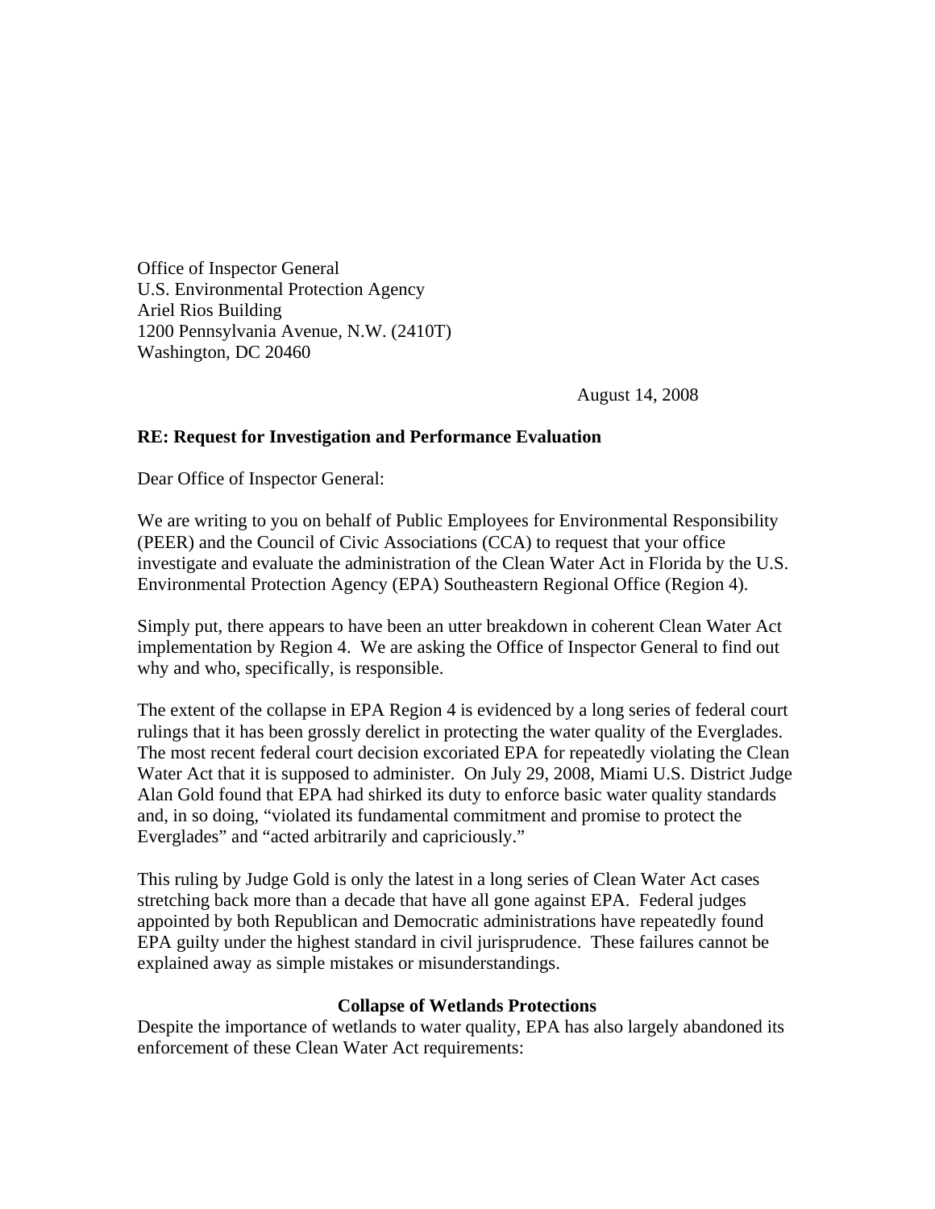Office of Inspector General
U.S. Environmental Protection Agency
Ariel Rios Building
1200 Pennsylvania Avenue, N.W. (2410T)
Washington, DC 20460

August 14, 2008

**RE: Request for Investigation and Performance Evaluation**

Dear Office of Inspector General:

We are writing to you on behalf of Public Employees for Environmental Responsibility (PEER) and the Council of Civic Associations (CCA) to request that your office investigate and evaluate the administration of the Clean Water Act in Florida by the U.S. Environmental Protection Agency (EPA) Southeastern Regional Office (Region 4).

Simply put, there appears to have been an utter breakdown in coherent Clean Water Act implementation by Region 4. We are asking the Office of Inspector General to find out why and who, specifically, is responsible.

The extent of the collapse in EPA Region 4 is evidenced by a long series of federal court rulings that it has been grossly derelict in protecting the water quality of the Everglades. The most recent federal court decision excoriated EPA for repeatedly violating the Clean Water Act that it is supposed to administer. On July 29, 2008, Miami U.S. District Judge Alan Gold found that EPA had shirked its duty to enforce basic water quality standards and, in so doing, "violated its fundamental commitment and promise to protect the Everglades" and "acted arbitrarily and capriciously."

This ruling by Judge Gold is only the latest in a long series of Clean Water Act cases stretching back more than a decade that have all gone against EPA. Federal judges appointed by both Republican and Democratic administrations have repeatedly found EPA guilty under the highest standard in civil jurisprudence. These failures cannot be explained away as simple mistakes or misunderstandings.

**Collapse of Wetlands Protections**

Despite the importance of wetlands to water quality, EPA has also largely abandoned its enforcement of these Clean Water Act requirements: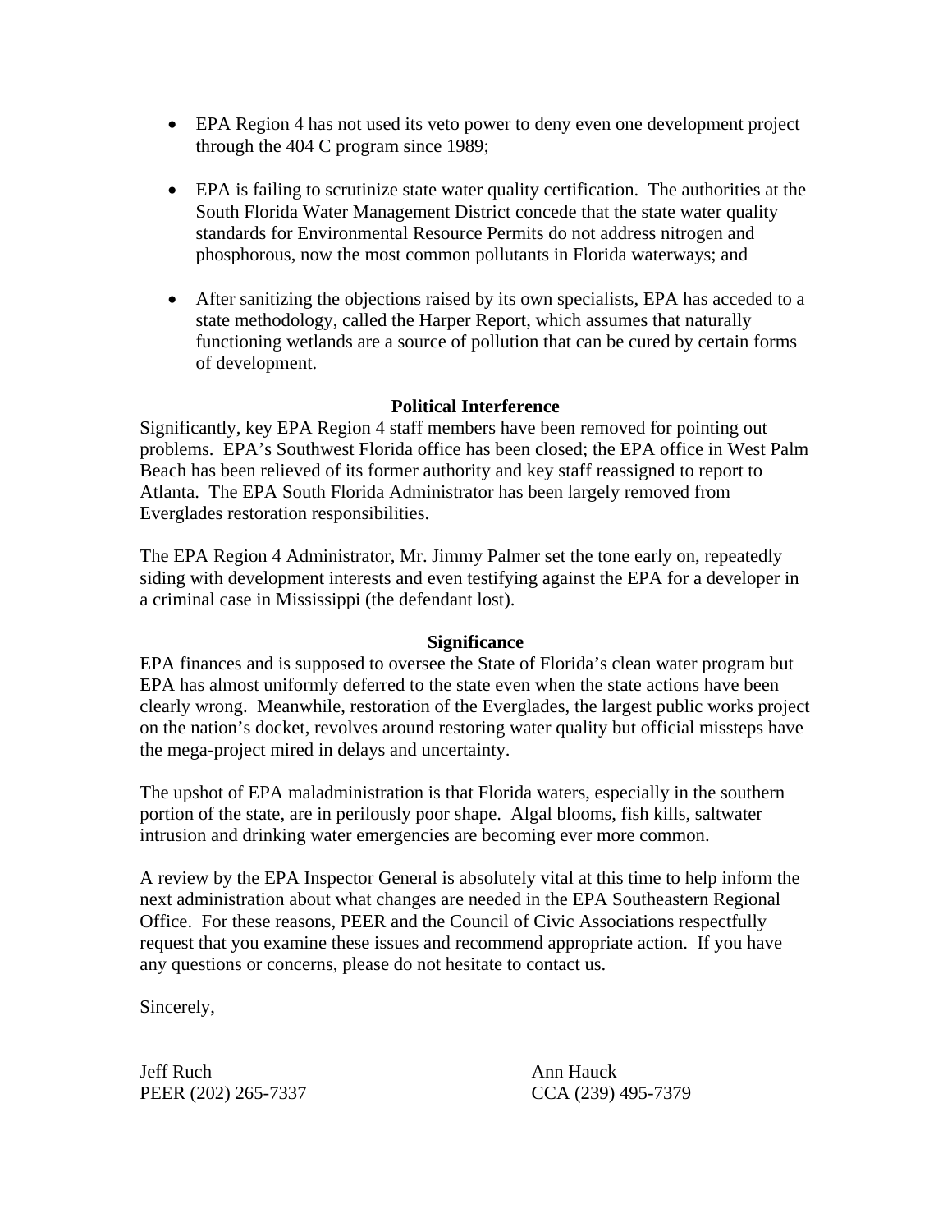- EPA Region 4 has not used its veto power to deny even one development project through the 404 C program since 1989;

- EPA is failing to scrutinize state water quality certification. The authorities at the South Florida Water Management District concede that the state water quality standards for Environmental Resource Permits do not address nitrogen and phosphorous, now the most common pollutants in Florida waterways; and

- After sanitizing the objections raised by its own specialists, EPA has acceded to a state methodology, called the Harper Report, which assumes that naturally functioning wetlands are a source of pollution that can be cured by certain forms of development.

**Political Interference**

Significantly, key EPA Region 4 staff members have been removed for pointing out problems. EPA's Southwest Florida office has been closed; the EPA office in West Palm Beach has been relieved of its former authority and key staff reassigned to report to Atlanta. The EPA South Florida Administrator has been largely removed from Everglades restoration responsibilities.

The EPA Region 4 Administrator, Mr. Jimmy Palmer set the tone early on, repeatedly siding with development interests and even testifying against the EPA for a developer in a criminal case in Mississippi (the defendant lost).

**Significance**

EPA finances and is supposed to oversee the State of Florida's clean water program but EPA has almost uniformly deferred to the state even when the state actions have been clearly wrong. Meanwhile, restoration of the Everglades, the largest public works project on the nation's docket, revolves around restoring water quality but official missteps have the mega-project mired in delays and uncertainty.

The upshot of EPA maladministration is that Florida waters, especially in the southern portion of the state, are in perilously poor shape. Algal blooms, fish kills, saltwater intrusion and drinking water emergencies are becoming ever more common.

A review by the EPA Inspector General is absolutely vital at this time to help inform the next administration about what changes are needed in the EPA Southeastern Regional Office. For these reasons, PEER and the Council of Civic Associations respectfully request that you examine these issues and recommend appropriate action. If you have any questions or concerns, please do not hesitate to contact us.

Sincerely,

Jeff Ruch
PEER (202) 265-7337

Ann Hauck
CCA (239) 495-7379